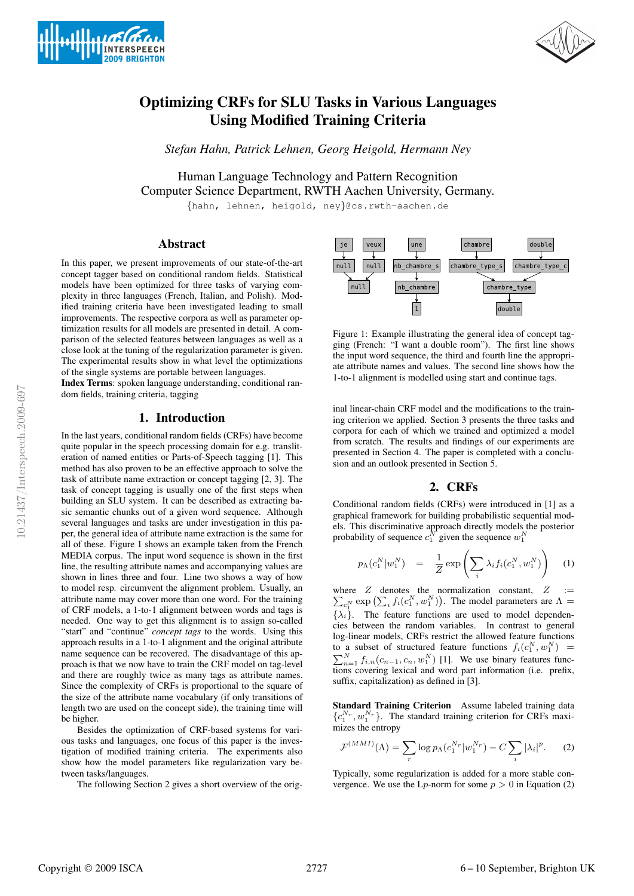# Optimizing CRFs for SLU Tasks in Various Languages Using Modified Training Criteria

*Stefan Hahn, Patrick Lehnen, Georg Heigold, Hermann Ney*

Human Language Technology and Pattern Recognition
Computer Science Department, RWTH Aachen University, Germany.
{hahn, lehnen, heigold, ney}@cs.rwth-aachen.de

## Abstract

In this paper, we present improvements of our state-of-the-art concept tagger based on conditional random fields. Statistical models have been optimized for three tasks of varying complexity in three languages (French, Italian, and Polish). Modified training criteria have been investigated leading to small improvements. The respective corpora as well as parameter optimization results for all models are presented in detail. A comparison of the selected features between languages as well as a close look at the tuning of the regularization parameter is given. The experimental results show in what level the optimizations of the single systems are portable between languages.

**Index Terms**: spoken language understanding, conditional random fields, training criteria, tagging

## 1. Introduction

In the last years, conditional random fields (CRFs) have become quite popular in the speech processing domain for e.g. transliteration of named entities or Parts-of-Speech tagging [1]. This method has also proven to be an effective approach to solve the task of attribute name extraction or concept tagging [2, 3]. The task of concept tagging is usually one of the first steps when building an SLU system. It can be described as extracting basic semantic chunks out of a given word sequence. Although several languages and tasks are under investigation in this paper, the general idea of attribute name extraction is the same for all of these. Figure 1 shows an example taken from the French MEDIA corpus. The input word sequence is shown in the first line, the resulting attribute names and accompanying values are shown in lines three and four. Line two shows a way of how to model resp. circumvent the alignment problem. Usually, an attribute name may cover more than one word. For the training of CRF models, a 1-to-1 alignment between words and tags is needed. One way to get this alignment is to assign so-called "start" and "continue" *concept tags* to the words. Using this approach results in a 1-to-1 alignment and the original attribute name sequence can be recovered. The disadvantage of this approach is that we now have to train the CRF model on tag-level and there are roughly twice as many tags as attribute names. Since the complexity of CRFs is proportional to the square of the size of the attribute name vocabulary (if only transitions of length two are used on the concept side), the training time will be higher.

Besides the optimization of CRF-based systems for various tasks and languages, one focus of this paper is the investigation of modified training criteria. The experiments also show how the model parameters like regularization vary between tasks/languages.

The following Section 2 gives a short overview of the original linear-chain CRF model and the modifications to the training criterion we applied. Section 3 presents the three tasks and corpora for each of which we trained and optimized a model from scratch. The results and findings of our experiments are presented in Section 4. The paper is completed with a conclusion and an outlook presented in Section 5.

```
je      veux    une            chambre          double
null    null    nb_chambre_s   chambre_type_s   chambre_type_c
   null         nb_chambre          chambre_type
                1                   double
```

Figure 1: Example illustrating the general idea of concept tagging (French: "I want a double room"). The first line shows the input word sequence, the third and fourth line the appropriate attribute names and values. The second line shows how the 1-to-1 alignment is modelled using start and continue tags.

## 2. CRFs

Conditional random fields (CRFs) were introduced in [1] as a graphical framework for building probabilistic sequential models. This discriminative approach directly models the posterior probability of sequence $c_1^N$ given the sequence $w_1^N$

$$p_\Lambda(c_1^N | w_1^N) = \frac{1}{Z} \exp\left(\sum_i \lambda_i f_i(c_1^N, w_1^N)\right) \quad (1)$$

where $Z$ denotes the normalization constant, $Z := \sum_{c_1^N} \exp\left(\sum_i f_i(c_1^N, w_1^N)\right)$. The model parameters are $\Lambda = \{\lambda_i\}$. The feature functions are used to model dependencies between the random variables. In contrast to general log-linear models, CRFs restrict the allowed feature functions to a subset of structured feature functions $f_i(c_1^N, w_1^N) = \sum_{n=1}^N f_{i,n}(c_{n-1}, c_n, w_1^N)$ [1]. We use binary features functions covering lexical and word part information (i.e. prefix, suffix, capitalization) as defined in [3].

**Standard Training Criterion** Assume labeled training data $\{c_1^{N_r}, w_1^{N_r}\}$. The standard training criterion for CRFs maximizes the entropy

$$\mathcal{F}^{(MMI)}(\Lambda) = \sum_r \log p_\Lambda(c_1^{N_r} | w_1^{N_r}) - C \sum_i |\lambda_i|^p. \quad (2)$$

Typically, some regularization is added for a more stable convergence. We use the L$p$-norm for some $p > 0$ in Equation (2)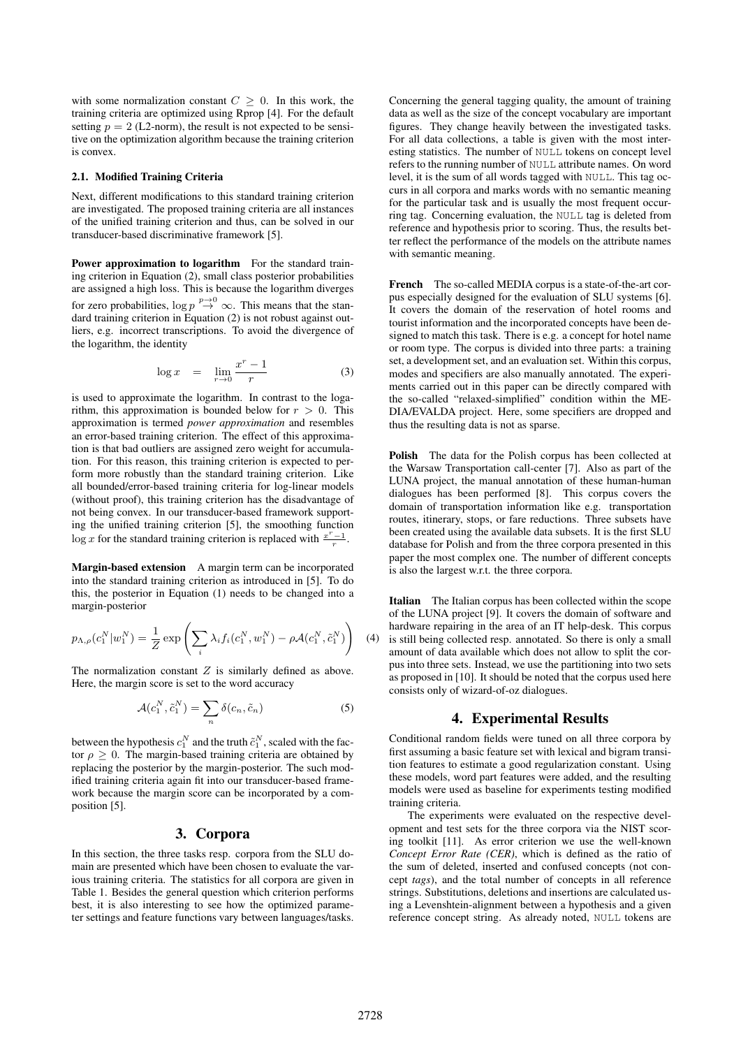with some normalization constant $C \geq 0$. In this work, the training criteria are optimized using Rprop [4]. For the default setting $p = 2$ (L2-norm), the result is not expected to be sensitive on the optimization algorithm because the training criterion is convex.

### 2.1. Modified Training Criteria

Next, different modifications to this standard training criterion are investigated. The proposed training criteria are all instances of the unified training criterion and thus, can be solved in our transducer-based discriminative framework [5].

**Power approximation to logarithm** For the standard training criterion in Equation (2), small class posterior probabilities are assigned a high loss. This is because the logarithm diverges for zero probabilities, $\log p \overset{p \to 0}{\to} \infty$. This means that the standard training criterion in Equation (2) is not robust against outliers, e.g. incorrect transcriptions. To avoid the divergence of the logarithm, the identity

$$\log x = \lim_{r \to 0} \frac{x^r - 1}{r} \quad (3)$$

is used to approximate the logarithm. In contrast to the logarithm, this approximation is bounded below for $r > 0$. This approximation is termed *power approximation* and resembles an error-based training criterion. The effect of this approximation is that bad outliers are assigned zero weight for accumulation. For this reason, this training criterion is expected to perform more robustly than the standard training criterion. Like all bounded/error-based training criteria for log-linear models (without proof), this training criterion has the disadvantage of not being convex. In our transducer-based framework supporting the unified training criterion [5], the smoothing function $\log x$ for the standard training criterion is replaced with $\frac{x^r - 1}{r}$.

**Margin-based extension** A margin term can be incorporated into the standard training criterion as introduced in [5]. To do this, the posterior in Equation (1) needs to be changed into a margin-posterior

$$p_{\Lambda,\rho}(c_1^N | w_1^N) = \frac{1}{Z} \exp\left( \sum_i \lambda_i f_i(c_1^N, w_1^N) - \rho \mathcal{A}(c_1^N, \tilde{c}_1^N) \right) \quad (4)$$

The normalization constant $Z$ is similarly defined as above. Here, the margin score is set to the word accuracy

$$\mathcal{A}(c_1^N, \tilde{c}_1^N) = \sum_n \delta(c_n, \tilde{c}_n) \quad (5)$$

between the hypothesis $c_1^N$ and the truth $\tilde{c}_1^N$, scaled with the factor $\rho \geq 0$. The margin-based training criteria are obtained by replacing the posterior by the margin-posterior. The such modified training criteria again fit into our transducer-based framework because the margin score can be incorporated by a composition [5].

## 3. Corpora

In this section, the three tasks resp. corpora from the SLU domain are presented which have been chosen to evaluate the various training criteria. The statistics for all corpora are given in Table 1. Besides the general question which criterion performs best, it is also interesting to see how the optimized parameter settings and feature functions vary between languages/tasks.

Concerning the general tagging quality, the amount of training data as well as the size of the concept vocabulary are important figures. They change heavily between the investigated tasks. For all data collections, a table is given with the most interesting statistics. The number of `NULL` tokens on concept level refers to the running number of `NULL` attribute names. On word level, it is the sum of all words tagged with `NULL`. This tag occurs in all corpora and marks words with no semantic meaning for the particular task and is usually the most frequent occurring tag. Concerning evaluation, the `NULL` tag is deleted from reference and hypothesis prior to scoring. Thus, the results better reflect the performance of the models on the attribute names with semantic meaning.

**French** The so-called MEDIA corpus is a state-of-the-art corpus especially designed for the evaluation of SLU systems [6]. It covers the domain of the reservation of hotel rooms and tourist information and the incorporated concepts have been designed to match this task. There is e.g. a concept for hotel name or room type. The corpus is divided into three parts: a training set, a development set, and an evaluation set. Within this corpus, modes and specifiers are also manually annotated. The experiments carried out in this paper can be directly compared with the so-called "relaxed-simplified" condition within the MEDIA/EVALDA project. Here, some specifiers are dropped and thus the resulting data is not as sparse.

**Polish** The data for the Polish corpus has been collected at the Warsaw Transportation call-center [7]. Also as part of the LUNA project, the manual annotation of these human-human dialogues has been performed [8]. This corpus covers the domain of transportation information like e.g. transportation routes, itinerary, stops, or fare reductions. Three subsets have been created using the available data subsets. It is the first SLU database for Polish and from the three corpora presented in this paper the most complex one. The number of different concepts is also the largest w.r.t. the three corpora.

**Italian** The Italian corpus has been collected within the scope of the LUNA project [9]. It covers the domain of software and hardware repairing in the area of an IT help-desk. This corpus is still being collected resp. annotated. So there is only a small amount of data available which does not allow to split the corpus into three sets. Instead, we use the partitioning into two sets as proposed in [10]. It should be noted that the corpus used here consists only of wizard-of-oz dialogues.

## 4. Experimental Results

Conditional random fields were tuned on all three corpora by first assuming a basic feature set with lexical and bigram transition features to estimate a good regularization constant. Using these models, word part features were added, and the resulting models were used as baseline for experiments testing modified training criteria.

The experiments were evaluated on the respective development and test sets for the three corpora via the NIST scoring toolkit [11]. As error criterion we use the well-known *Concept Error Rate (CER)*, which is defined as the ratio of the sum of deleted, inserted and confused concepts (not concept *tags*), and the total number of concepts in all reference strings. Substitutions, deletions and insertions are calculated using a Levenshtein-alignment between a hypothesis and a given reference concept string. As already noted, `NULL` tokens are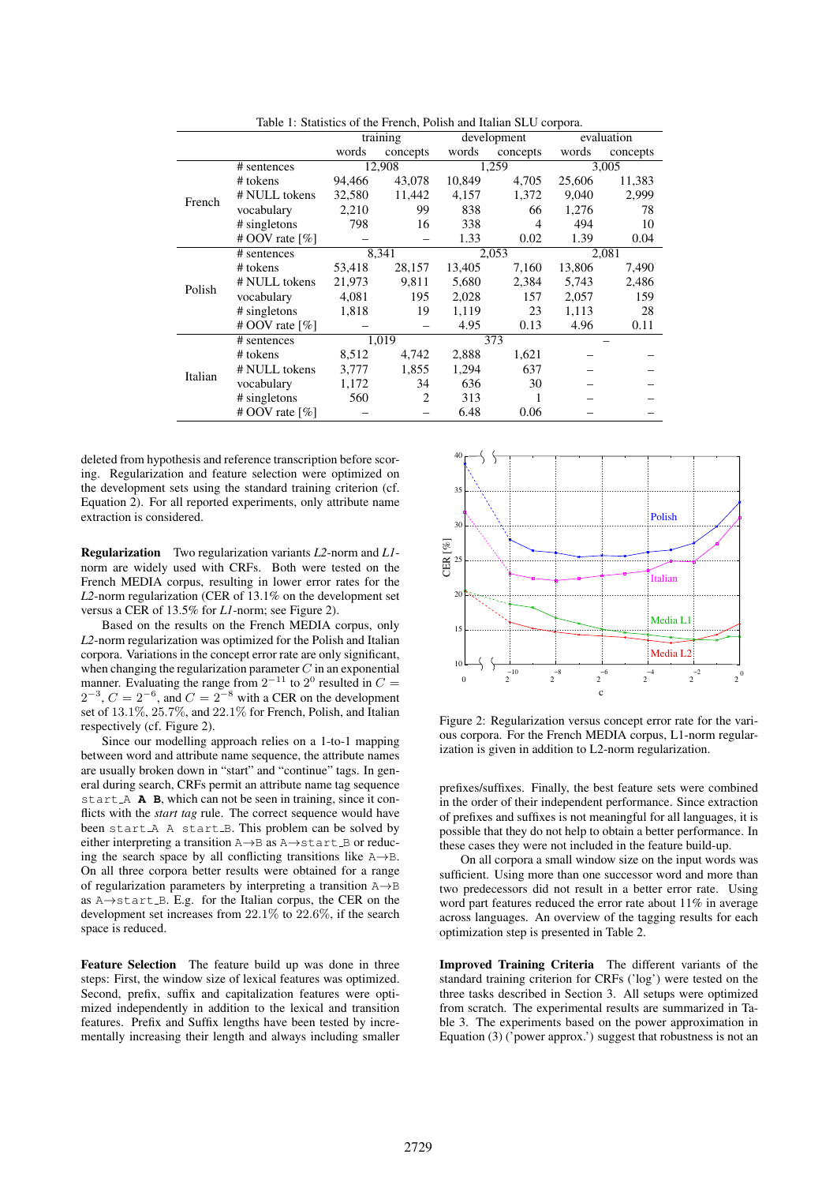Table 1: Statistics of the French, Polish and Italian SLU corpora.

| | | training | | development | | evaluation | |
|---|---|---|---|---|---|---|---|
| | | words | concepts | words | concepts | words | concepts |
| French | # sentences | 12,908 | | 1,259 | | 3,005 | |
| | # tokens | 94,466 | 43,078 | 10,849 | 4,705 | 25,606 | 11,383 |
| | # NULL tokens | 32,580 | 11,442 | 4,157 | 1,372 | 9,040 | 2,999 |
| | vocabulary | 2,210 | 99 | 838 | 66 | 1,276 | 78 |
| | # singletons | 798 | 16 | 338 | 4 | 494 | 10 |
| | # OOV rate [%] | – | – | 1.33 | 0.02 | 1.39 | 0.04 |
| Polish | # sentences | 8,341 | | 2,053 | | 2,081 | |
| | # tokens | 53,418 | 28,157 | 13,405 | 7,160 | 13,806 | 7,490 |
| | # NULL tokens | 21,973 | 9,811 | 5,680 | 2,384 | 5,743 | 2,486 |
| | vocabulary | 4,081 | 195 | 2,028 | 157 | 2,057 | 159 |
| | # singletons | 1,818 | 19 | 1,119 | 23 | 1,113 | 28 |
| | # OOV rate [%] | – | – | 4.95 | 0.13 | 4.96 | 0.11 |
| Italian | # sentences | 1,019 | | 373 | | – | |
| | # tokens | 8,512 | 4,742 | 2,888 | 1,621 | – | – |
| | # NULL tokens | 3,777 | 1,855 | 1,294 | 637 | – | – |
| | vocabulary | 1,172 | 34 | 636 | 30 | – | – |
| | # singletons | 560 | 2 | 313 | 1 | – | – |
| | # OOV rate [%] | – | – | 6.48 | 0.06 | – | – |

deleted from hypothesis and reference transcription before scoring. Regularization and feature selection were optimized on the development sets using the standard training criterion (cf. Equation 2). For all reported experiments, only attribute name extraction is considered.

**Regularization** Two regularization variants *L2*-norm and *L1*-norm are widely used with CRFs. Both were tested on the French MEDIA corpus, resulting in lower error rates for the *L2*-norm regularization (CER of 13.1% on the development set versus a CER of 13.5% for *L1*-norm; see Figure 2).

Based on the results on the French MEDIA corpus, only *L2*-norm regularization was optimized for the Polish and Italian corpora. Variations in the concept error rate are only significant, when changing the regularization parameter $C$ in an exponential manner. Evaluating the range from $2^{-11}$ to $2^{0}$ resulted in $C = 2^{-3}$, $C = 2^{-6}$, and $C = 2^{-8}$ with a CER on the development set of 13.1%, 25.7%, and 22.1% for French, Polish, and Italian respectively (cf. Figure 2).

Since our modelling approach relies on a 1-to-1 mapping between word and attribute name sequence, the attribute names are usually broken down in "start" and "continue" tags. In general during search, CRFs permit an attribute name tag sequence `start_A` **`A B`**, which can not be seen in training, since it conflicts with the *start tag* rule. The correct sequence would have been `start_A A start_B`. This problem can be solved by either interpreting a transition `A`→`B` as `A`→`start_B` or reducing the search space by all conflicting transitions like `A`→`B`. On all three corpora better results were obtained for a range of regularization parameters by interpreting a transition `A`→`B` as `A`→`start_B`. E.g. for the Italian corpus, the CER on the development set increases from 22.1% to 22.6%, if the search space is reduced.

**Feature Selection** The feature build up was done in three steps: First, the window size of lexical features was optimized. Second, prefix, suffix and capitalization features were optimized independently in addition to the lexical and transition features. Prefix and Suffix lengths have been tested by incrementally increasing their length and always including smaller prefixes/suffixes. Finally, the best feature sets were combined in the order of their independent performance. Since extraction of prefixes and suffixes is not meaningful for all languages, it is possible that they do not help to obtain a better performance. In these cases they were not included in the feature build-up.

On all corpora a small window size on the input words was sufficient. Using more than one successor word and more than two predecessors did not result in a better error rate. Using word part features reduced the error rate about 11% in average across languages. An overview of the tagging results for each optimization step is presented in Table 2.

Figure 2: Regularization versus concept error rate for the various corpora. For the French MEDIA corpus, L1-norm regularization is given in addition to L2-norm regularization.

**Improved Training Criteria** The different variants of the standard training criterion for CRFs ('log') were tested on the three tasks described in Section 3. All setups were optimized from scratch. The experimental results are summarized in Table 3. The experiments based on the power approximation in Equation (3) ('power approx.') suggest that robustness is not an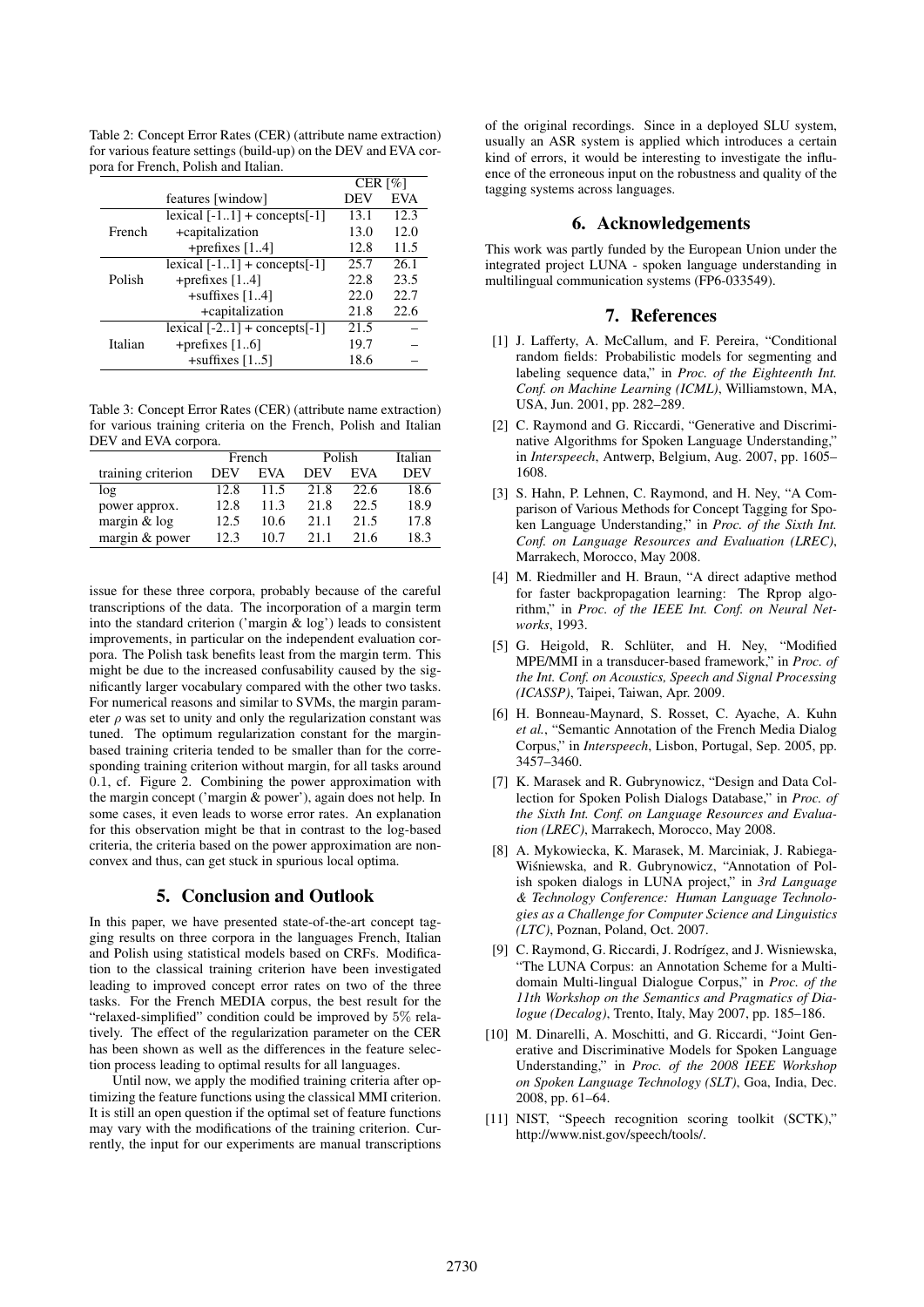Table 2: Concept Error Rates (CER) (attribute name extraction) for various feature settings (build-up) on the DEV and EVA corpora for French, Polish and Italian.

| | | CER [%] | |
|---|---|---|---|
| | features [window] | DEV | EVA |
| French | lexical [-1..1] + concepts[-1] | 13.1 | 12.3 |
| | +capitalization | 13.0 | 12.0 |
| | +prefixes [1..4] | 12.8 | 11.5 |
| Polish | lexical [-1..1] + concepts[-1] | 25.7 | 26.1 |
| | +prefixes [1..4] | 22.8 | 23.5 |
| | +suffixes [1..4] | 22.0 | 22.7 |
| | +capitalization | 21.8 | 22.6 |
| Italian | lexical [-2..1] + concepts[-1] | 21.5 | – |
| | +prefixes [1..6] | 19.7 | – |
| | +suffixes [1..5] | 18.6 | – |

Table 3: Concept Error Rates (CER) (attribute name extraction) for various training criteria on the French, Polish and Italian DEV and EVA corpora.

| | French | | Polish | | Italian |
|---|---|---|---|---|---|
| training criterion | DEV | EVA | DEV | EVA | DEV |
| log | 12.8 | 11.5 | 21.8 | 22.6 | 18.6 |
| power approx. | 12.8 | 11.3 | 21.8 | 22.5 | 18.9 |
| margin & log | 12.5 | 10.6 | 21.1 | 21.5 | 17.8 |
| margin & power | 12.3 | 10.7 | 21.1 | 21.6 | 18.3 |

issue for these three corpora, probably because of the careful transcriptions of the data. The incorporation of a margin term into the standard criterion ('margin & log') leads to consistent improvements, in particular on the independent evaluation corpora. The Polish task benefits least from the margin term. This might be due to the increased confusability caused by the significantly larger vocabulary compared with the other two tasks. For numerical reasons and similar to SVMs, the margin parameter $\rho$ was set to unity and only the regularization constant was tuned. The optimum regularization constant for the margin-based training criteria tended to be smaller than for the corresponding training criterion without margin, for all tasks around $0.1$, cf. Figure 2. Combining the power approximation with the margin concept ('margin & power'), again does not help. In some cases, it even leads to worse error rates. An explanation for this observation might be that in contrast to the log-based criteria, the criteria based on the power approximation are non-convex and thus, can get stuck in spurious local optima.

## 5. Conclusion and Outlook

In this paper, we have presented state-of-the-art concept tagging results on three corpora in the languages French, Italian and Polish using statistical models based on CRFs. Modification to the classical training criterion have been investigated leading to improved concept error rates on two of the three tasks. For the French MEDIA corpus, the best result for the "relaxed-simplified" condition could be improved by $5\%$ relatively. The effect of the regularization parameter on the CER has been shown as well as the differences in the feature selection process leading to optimal results for all languages.

Until now, we apply the modified training criteria after optimizing the feature functions using the classical MMI criterion. It is still an open question if the optimal set of feature functions may vary with the modifications of the training criterion. Currently, the input for our experiments are manual transcriptions of the original recordings. Since in a deployed SLU system, usually an ASR system is applied which introduces a certain kind of errors, it would be interesting to investigate the influence of the erroneous input on the robustness and quality of the tagging systems across languages.

## 6. Acknowledgements

This work was partly funded by the European Union under the integrated project LUNA - spoken language understanding in multilingual communication systems (FP6-033549).

## 7. References

[1] J. Lafferty, A. McCallum, and F. Pereira, "Conditional random fields: Probabilistic models for segmenting and labeling sequence data," in *Proc. of the Eighteenth Int. Conf. on Machine Learning (ICML)*, Williamstown, MA, USA, Jun. 2001, pp. 282–289.

[2] C. Raymond and G. Riccardi, "Generative and Discriminative Algorithms for Spoken Language Understanding," in *Interspeech*, Antwerp, Belgium, Aug. 2007, pp. 1605–1608.

[3] S. Hahn, P. Lehnen, C. Raymond, and H. Ney, "A Comparison of Various Methods for Concept Tagging for Spoken Language Understanding," in *Proc. of the Sixth Int. Conf. on Language Resources and Evaluation (LREC)*, Marrakech, Morocco, May 2008.

[4] M. Riedmiller and H. Braun, "A direct adaptive method for faster backpropagation learning: The Rprop algorithm," in *Proc. of the IEEE Int. Conf. on Neural Networks*, 1993.

[5] G. Heigold, R. Schlüter, and H. Ney, "Modified MPE/MMI in a transducer-based framework," in *Proc. of the Int. Conf. on Acoustics, Speech and Signal Processing (ICASSP)*, Taipei, Taiwan, Apr. 2009.

[6] H. Bonneau-Maynard, S. Rosset, C. Ayache, A. Kuhn *et al.*, "Semantic Annotation of the French Media Dialog Corpus," in *Interspeech*, Lisbon, Portugal, Sep. 2005, pp. 3457–3460.

[7] K. Marasek and R. Gubrynowicz, "Design and Data Collection for Spoken Polish Dialogs Database," in *Proc. of the Sixth Int. Conf. on Language Resources and Evaluation (LREC)*, Marrakech, Morocco, May 2008.

[8] A. Mykowiecka, K. Marasek, M. Marciniak, J. Rabiega-Wiśniewska, and R. Gubrynowicz, "Annotation of Polish spoken dialogs in LUNA project," in *3rd Language & Technology Conference: Human Language Technologies as a Challenge for Computer Science and Linguistics (LTC)*, Poznan, Poland, Oct. 2007.

[9] C. Raymond, G. Riccardi, J. Rodrígez, and J. Wisniewska, "The LUNA Corpus: an Annotation Scheme for a Multi-domain Multi-lingual Dialogue Corpus," in *Proc. of the 11th Workshop on the Semantics and Pragmatics of Dialogue (Decalog)*, Trento, Italy, May 2007, pp. 185–186.

[10] M. Dinarelli, A. Moschitti, and G. Riccardi, "Joint Generative and Discriminative Models for Spoken Language Understanding," in *Proc. of the 2008 IEEE Workshop on Spoken Language Technology (SLT)*, Goa, India, Dec. 2008, pp. 61–64.

[11] NIST, "Speech recognition scoring toolkit (SCTK)," http://www.nist.gov/speech/tools/.